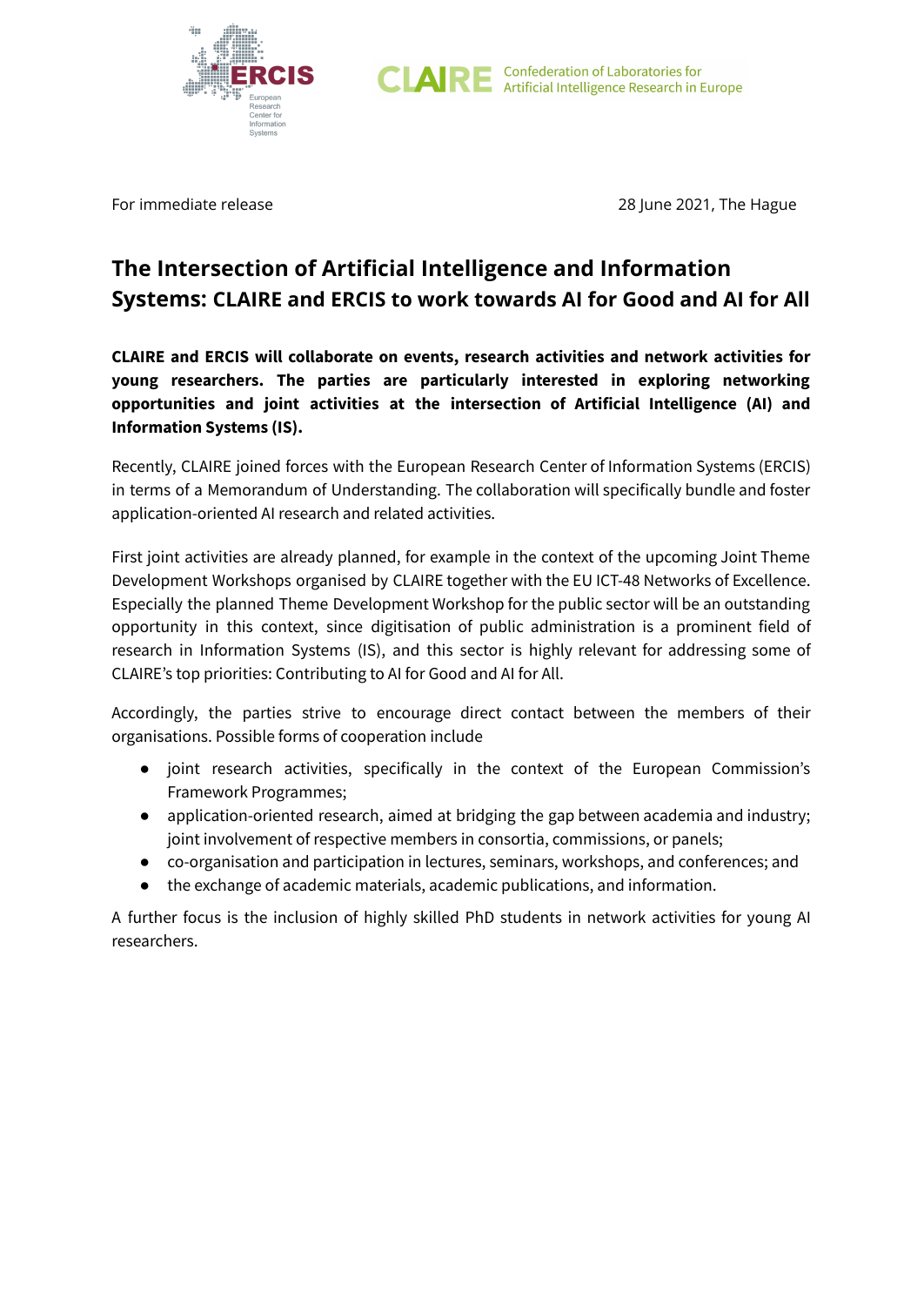ERCIS European Research Center for Information Systems

CLAIRE Confederation of Laboratories for Artificial Intelligence Research in Europe

For immediate release

28 June 2021, The Hague

# The Intersection of Artificial Intelligence and Information Systems: CLAIRE and ERCIS to work towards AI for Good and AI for All

**CLAIRE and ERCIS will collaborate on events, research activities and network activities for young researchers. The parties are particularly interested in exploring networking opportunities and joint activities at the intersection of Artificial Intelligence (AI) and Information Systems (IS).**

Recently, CLAIRE joined forces with the European Research Center of Information Systems (ERCIS) in terms of a Memorandum of Understanding. The collaboration will specifically bundle and foster application-oriented AI research and related activities.

First joint activities are already planned, for example in the context of the upcoming Joint Theme Development Workshops organised by CLAIRE together with the EU ICT-48 Networks of Excellence. Especially the planned Theme Development Workshop for the public sector will be an outstanding opportunity in this context, since digitisation of public administration is a prominent field of research in Information Systems (IS), and this sector is highly relevant for addressing some of CLAIRE's top priorities: Contributing to AI for Good and AI for All.

Accordingly, the parties strive to encourage direct contact between the members of their organisations. Possible forms of cooperation include

- joint research activities, specifically in the context of the European Commission's Framework Programmes;
- application-oriented research, aimed at bridging the gap between academia and industry; joint involvement of respective members in consortia, commissions, or panels;
- co-organisation and participation in lectures, seminars, workshops, and conferences; and
- the exchange of academic materials, academic publications, and information.

A further focus is the inclusion of highly skilled PhD students in network activities for young AI researchers.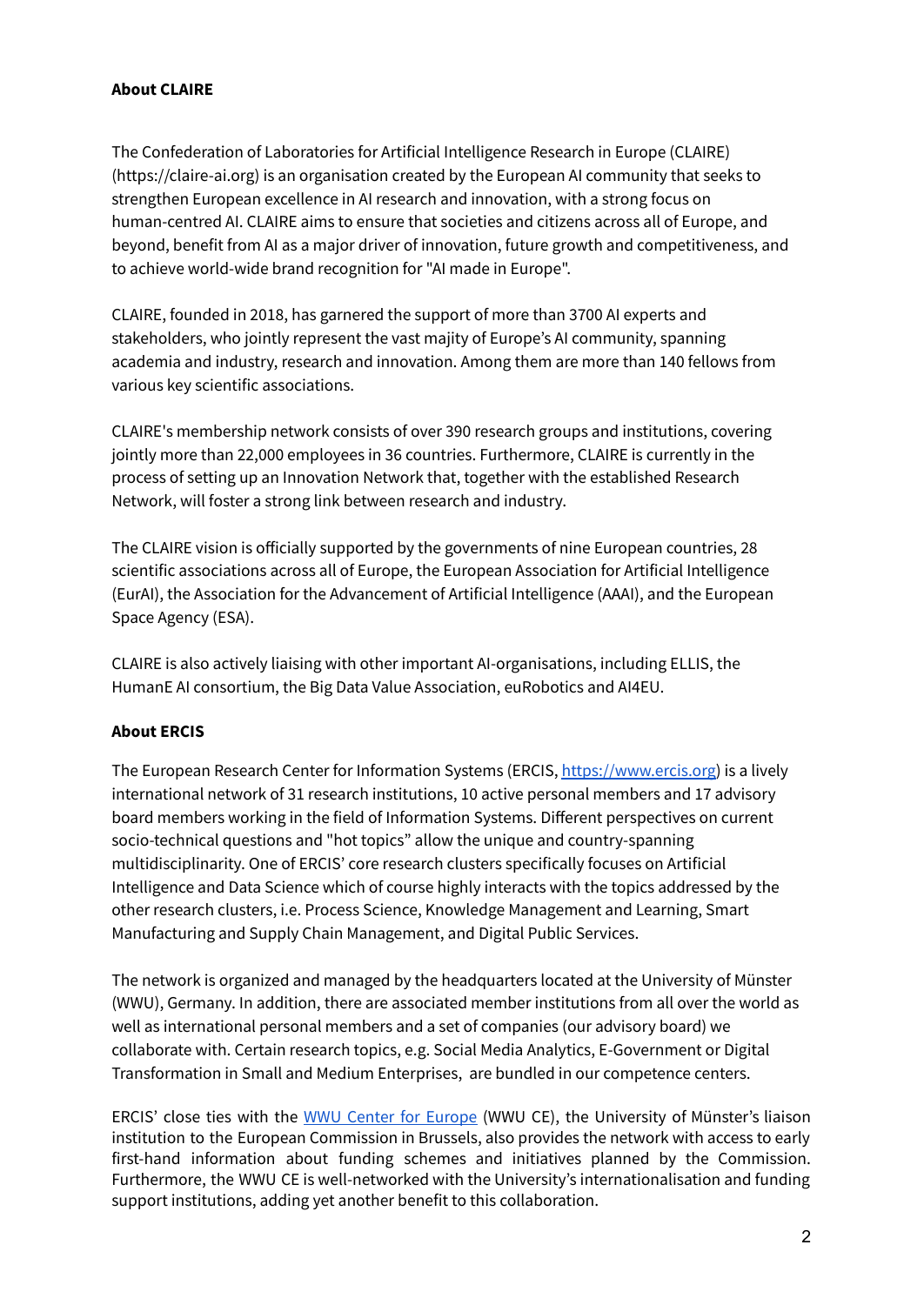**About CLAIRE**

The Confederation of Laboratories for Artificial Intelligence Research in Europe (CLAIRE) (https://claire-ai.org) is an organisation created by the European AI community that seeks to strengthen European excellence in AI research and innovation, with a strong focus on human-centred AI. CLAIRE aims to ensure that societies and citizens across all of Europe, and beyond, benefit from AI as a major driver of innovation, future growth and competitiveness, and to achieve world-wide brand recognition for "AI made in Europe".

CLAIRE, founded in 2018, has garnered the support of more than 3700 AI experts and stakeholders, who jointly represent the vast majity of Europe's AI community, spanning academia and industry, research and innovation. Among them are more than 140 fellows from various key scientific associations.

CLAIRE's membership network consists of over 390 research groups and institutions, covering jointly more than 22,000 employees in 36 countries. Furthermore, CLAIRE is currently in the process of setting up an Innovation Network that, together with the established Research Network, will foster a strong link between research and industry.

The CLAIRE vision is officially supported by the governments of nine European countries, 28 scientific associations across all of Europe, the European Association for Artificial Intelligence (EurAI), the Association for the Advancement of Artificial Intelligence (AAAI), and the European Space Agency (ESA).

CLAIRE is also actively liaising with other important AI-organisations, including ELLIS, the HumanE AI consortium, the Big Data Value Association, euRobotics and AI4EU.

**About ERCIS**

The European Research Center for Information Systems (ERCIS, [https://www.ercis.org](https://www.ercis.org)) is a lively international network of 31 research institutions, 10 active personal members and 17 advisory board members working in the field of Information Systems. Different perspectives on current socio-technical questions and "hot topics" allow the unique and country-spanning multidisciplinarity. One of ERCIS' core research clusters specifically focuses on Artificial Intelligence and Data Science which of course highly interacts with the topics addressed by the other research clusters, i.e. Process Science, Knowledge Management and Learning, Smart Manufacturing and Supply Chain Management, and Digital Public Services.

The network is organized and managed by the headquarters located at the University of Münster (WWU), Germany. In addition, there are associated member institutions from all over the world as well as international personal members and a set of companies (our advisory board) we collaborate with. Certain research topics, e.g. Social Media Analytics, E-Government or Digital Transformation in Small and Medium Enterprises, are bundled in our competence centers.

ERCIS' close ties with the WWU Center for Europe (WWU CE), the University of Münster's liaison institution to the European Commission in Brussels, also provides the network with access to early first-hand information about funding schemes and initiatives planned by the Commission. Furthermore, the WWU CE is well-networked with the University's internationalisation and funding support institutions, adding yet another benefit to this collaboration.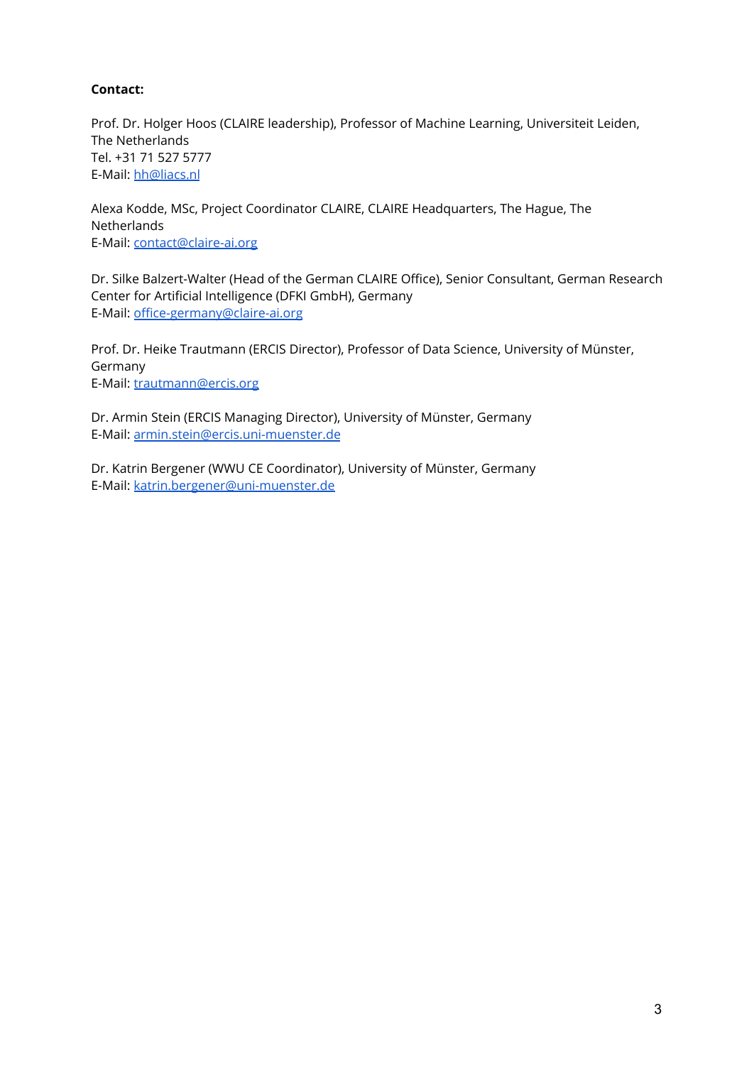**Contact:**

Prof. Dr. Holger Hoos (CLAIRE leadership), Professor of Machine Learning, Universiteit Leiden, The Netherlands
Tel. +31 71 527 5777
E-Mail: hh@liacs.nl

Alexa Kodde, MSc, Project Coordinator CLAIRE, CLAIRE Headquarters, The Hague, The Netherlands
E-Mail: contact@claire-ai.org

Dr. Silke Balzert-Walter (Head of the German CLAIRE Office), Senior Consultant, German Research Center for Artificial Intelligence (DFKI GmbH), Germany
E-Mail: office-germany@claire-ai.org

Prof. Dr. Heike Trautmann (ERCIS Director), Professor of Data Science, University of Münster, Germany
E-Mail: trautmann@ercis.org

Dr. Armin Stein (ERCIS Managing Director), University of Münster, Germany
E-Mail: armin.stein@ercis.uni-muenster.de

Dr. Katrin Bergener (WWU CE Coordinator), University of Münster, Germany
E-Mail: katrin.bergener@uni-muenster.de